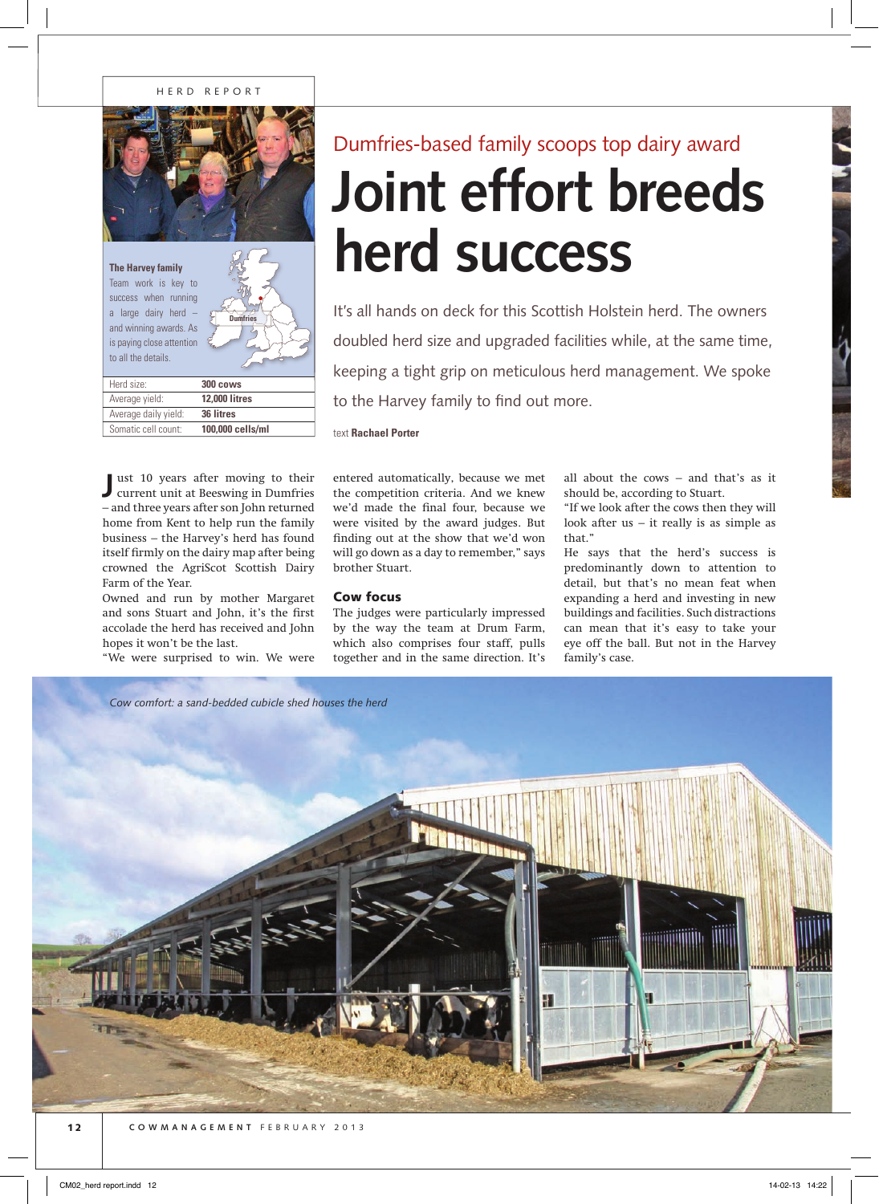HERD REPORT

Dumfries-based family scoops top dairy award

# Joint effort breeds herd success

It's all hands on deck for this Scottish Holstein herd. The owners doubled herd size and upgraded facilities while, at the same time, keeping a tight grip on meticulous herd management. We spoke to the Harvey family to find out more.

text **Rachael Porter**

**The Harvey family**
Team work is key to success when running a large dairy herd – and winning awards. As is paying close attention to all the details.

Dumfries

| Herd size: | 300 cows |
|---|---|
| Average yield: | 12,000 litres |
| Average daily yield: | 36 litres |
| Somatic cell count: | 100,000 cells/ml |

Just 10 years after moving to their current unit at Beeswing in Dumfries – and three years after son John returned home from Kent to help run the family business – the Harvey's herd has found itself firmly on the dairy map after being crowned the AgriScot Scottish Dairy Farm of the Year.

Owned and run by mother Margaret and sons Stuart and John, it's the first accolade the herd has received and John hopes it won't be the last.

"We were surprised to win. We were entered automatically, because we met the competition criteria. And we knew we'd made the final four, because we were visited by the award judges. But finding out at the show that we'd won will go down as a day to remember," says brother Stuart.

## Cow focus

The judges were particularly impressed by the way the team at Drum Farm, which also comprises four staff, pulls together and in the same direction. It's all about the cows – and that's as it should be, according to Stuart.

"If we look after the cows then they will look after us – it really is as simple as that."

He says that the herd's success is predominantly down to attention to detail, but that's no mean feat when expanding a herd and investing in new buildings and facilities. Such distractions can mean that it's easy to take your eye off the ball. But not in the Harvey family's case.

*Cow comfort: a sand-bedded cubicle shed houses the herd*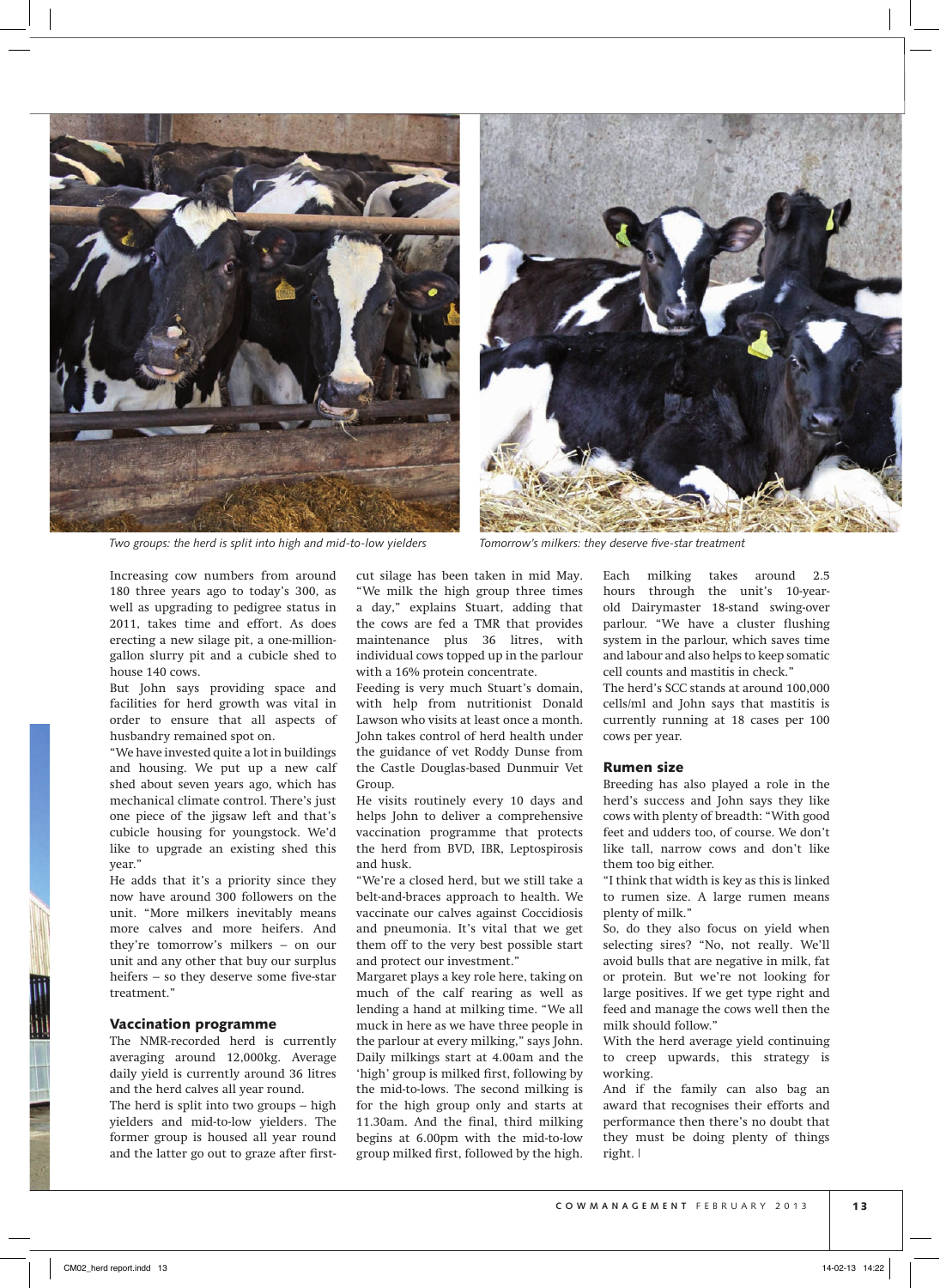*Two groups: the herd is split into high and mid-to-low yielders*

*Tomorrow's milkers: they deserve five-star treatment*

Increasing cow numbers from around 180 three years ago to today's 300, as well as upgrading to pedigree status in 2011, takes time and effort. As does erecting a new silage pit, a one-million-gallon slurry pit and a cubicle shed to house 140 cows.

But John says providing space and facilities for herd growth was vital in order to ensure that all aspects of husbandry remained spot on.

"We have invested quite a lot in buildings and housing. We put up a new calf shed about seven years ago, which has mechanical climate control. There's just one piece of the jigsaw left and that's cubicle housing for youngstock. We'd like to upgrade an existing shed this year."

He adds that it's a priority since they now have around 300 followers on the unit. "More milkers inevitably means more calves and more heifers. And they're tomorrow's milkers – on our unit and any other that buy our surplus heifers – so they deserve some five-star treatment."

## Vaccination programme

The NMR-recorded herd is currently averaging around 12,000kg. Average daily yield is currently around 36 litres and the herd calves all year round.

The herd is split into two groups – high yielders and mid-to-low yielders. The former group is housed all year round and the latter go out to graze after first-cut silage has been taken in mid May. "We milk the high group three times a day," explains Stuart, adding that the cows are fed a TMR that provides maintenance plus 36 litres, with individual cows topped up in the parlour with a 16% protein concentrate.

Feeding is very much Stuart's domain, with help from nutritionist Donald Lawson who visits at least once a month. John takes control of herd health under the guidance of vet Roddy Dunse from the Castle Douglas-based Dunmuir Vet Group.

He visits routinely every 10 days and helps John to deliver a comprehensive vaccination programme that protects the herd from BVD, IBR, Leptospirosis and husk.

"We're a closed herd, but we still take a belt-and-braces approach to health. We vaccinate our calves against Coccidiosis and pneumonia. It's vital that we get them off to the very best possible start and protect our investment."

Margaret plays a key role here, taking on much of the calf rearing as well as lending a hand at milking time. "We all muck in here as we have three people in the parlour at every milking," says John. Daily milkings start at 4.00am and the 'high' group is milked first, following by the mid-to-lows. The second milking is for the high group only and starts at 11.30am. And the final, third milking begins at 6.00pm with the mid-to-low group milked first, followed by the high.

Each milking takes around 2.5 hours through the unit's 10-year-old Dairymaster 18-stand swing-over parlour. "We have a cluster flushing system in the parlour, which saves time and labour and also helps to keep somatic cell counts and mastitis in check."

The herd's SCC stands at around 100,000 cells/ml and John says that mastitis is currently running at 18 cases per 100 cows per year.

## Rumen size

Breeding has also played a role in the herd's success and John says they like cows with plenty of breadth: "With good feet and udders too, of course. We don't like tall, narrow cows and don't like them too big either.

"I think that width is key as this is linked to rumen size. A large rumen means plenty of milk."

So, do they also focus on yield when selecting sires? "No, not really. We'll avoid bulls that are negative in milk, fat or protein. But we're not looking for large positives. If we get type right and feed and manage the cows well then the milk should follow."

With the herd average yield continuing to creep upwards, this strategy is working.

And if the family can also bag an award that recognises their efforts and performance then there's no doubt that they must be doing plenty of things right. ❙